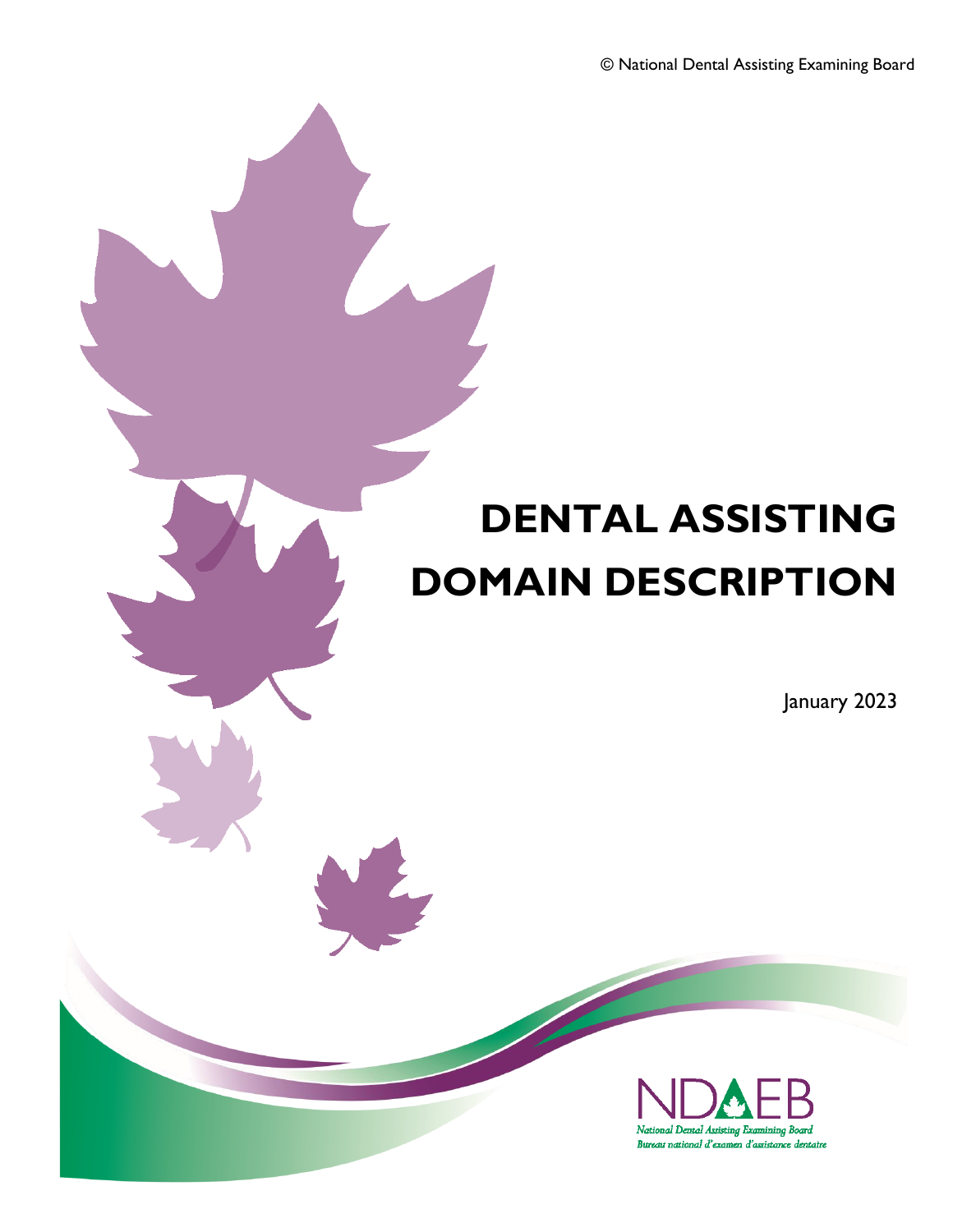© National Dental Assisting Examining Board

# DENTAL ASSISTING DOMAIN DESCRIPTION

January 2023

NDAEB
National Dental Assisting Examining Board
Bureau national d'examen d'assistance dentaire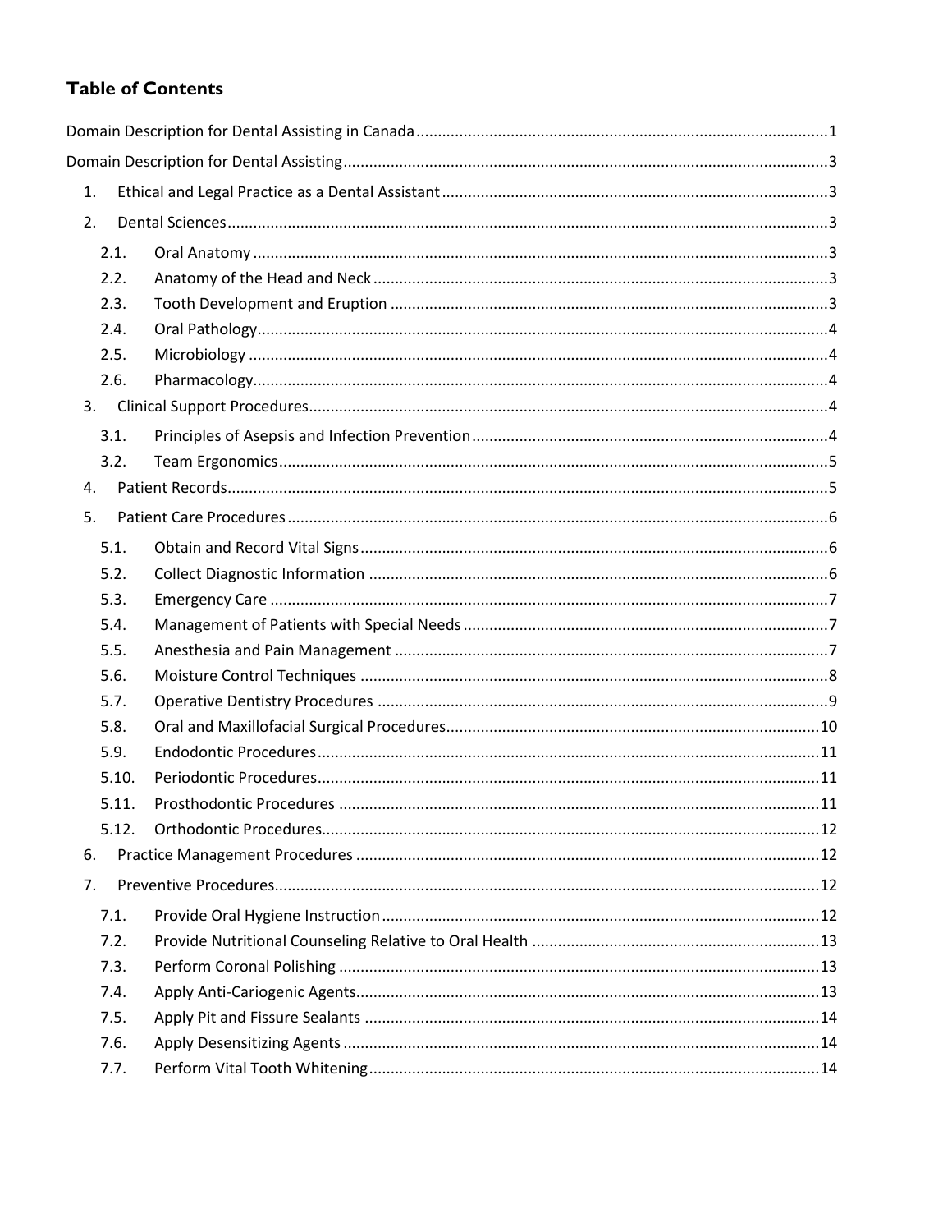# Table of Contents

Domain Description for Dental Assisting in Canada ..... 1

Domain Description for Dental Assisting ..... 3

1. Ethical and Legal Practice as a Dental Assistant ..... 3
2. Dental Sciences ..... 3
   - 2.1. Oral Anatomy ..... 3
   - 2.2. Anatomy of the Head and Neck ..... 3
   - 2.3. Tooth Development and Eruption ..... 3
   - 2.4. Oral Pathology ..... 4
   - 2.5. Microbiology ..... 4
   - 2.6. Pharmacology ..... 4
3. Clinical Support Procedures ..... 4
   - 3.1. Principles of Asepsis and Infection Prevention ..... 4
   - 3.2. Team Ergonomics ..... 5
4. Patient Records ..... 5
5. Patient Care Procedures ..... 6
   - 5.1. Obtain and Record Vital Signs ..... 6
   - 5.2. Collect Diagnostic Information ..... 6
   - 5.3. Emergency Care ..... 7
   - 5.4. Management of Patients with Special Needs ..... 7
   - 5.5. Anesthesia and Pain Management ..... 7
   - 5.6. Moisture Control Techniques ..... 8
   - 5.7. Operative Dentistry Procedures ..... 9
   - 5.8. Oral and Maxillofacial Surgical Procedures ..... 10
   - 5.9. Endodontic Procedures ..... 11
   - 5.10. Periodontic Procedures ..... 11
   - 5.11. Prosthodontic Procedures ..... 11
   - 5.12. Orthodontic Procedures ..... 12
6. Practice Management Procedures ..... 12
7. Preventive Procedures ..... 12
   - 7.1. Provide Oral Hygiene Instruction ..... 12
   - 7.2. Provide Nutritional Counseling Relative to Oral Health ..... 13
   - 7.3. Perform Coronal Polishing ..... 13
   - 7.4. Apply Anti-Cariogenic Agents ..... 13
   - 7.5. Apply Pit and Fissure Sealants ..... 14
   - 7.6. Apply Desensitizing Agents ..... 14
   - 7.7. Perform Vital Tooth Whitening ..... 14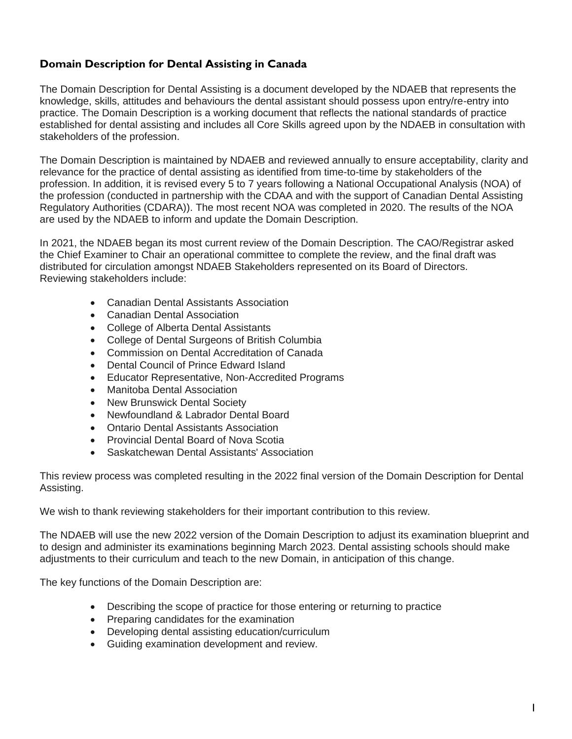## Domain Description for Dental Assisting in Canada

The Domain Description for Dental Assisting is a document developed by the NDAEB that represents the knowledge, skills, attitudes and behaviours the dental assistant should possess upon entry/re-entry into practice. The Domain Description is a working document that reflects the national standards of practice established for dental assisting and includes all Core Skills agreed upon by the NDAEB in consultation with stakeholders of the profession.

The Domain Description is maintained by NDAEB and reviewed annually to ensure acceptability, clarity and relevance for the practice of dental assisting as identified from time-to-time by stakeholders of the profession. In addition, it is revised every 5 to 7 years following a National Occupational Analysis (NOA) of the profession (conducted in partnership with the CDAA and with the support of Canadian Dental Assisting Regulatory Authorities (CDARA)). The most recent NOA was completed in 2020. The results of the NOA are used by the NDAEB to inform and update the Domain Description.

In 2021, the NDAEB began its most current review of the Domain Description. The CAO/Registrar asked the Chief Examiner to Chair an operational committee to complete the review, and the final draft was distributed for circulation amongst NDAEB Stakeholders represented on its Board of Directors. Reviewing stakeholders include:

- Canadian Dental Assistants Association
- Canadian Dental Association
- College of Alberta Dental Assistants
- College of Dental Surgeons of British Columbia
- Commission on Dental Accreditation of Canada
- Dental Council of Prince Edward Island
- Educator Representative, Non-Accredited Programs
- Manitoba Dental Association
- New Brunswick Dental Society
- Newfoundland & Labrador Dental Board
- Ontario Dental Assistants Association
- Provincial Dental Board of Nova Scotia
- Saskatchewan Dental Assistants' Association

This review process was completed resulting in the 2022 final version of the Domain Description for Dental Assisting.

We wish to thank reviewing stakeholders for their important contribution to this review.

The NDAEB will use the new 2022 version of the Domain Description to adjust its examination blueprint and to design and administer its examinations beginning March 2023. Dental assisting schools should make adjustments to their curriculum and teach to the new Domain, in anticipation of this change.

The key functions of the Domain Description are:

- Describing the scope of practice for those entering or returning to practice
- Preparing candidates for the examination
- Developing dental assisting education/curriculum
- Guiding examination development and review.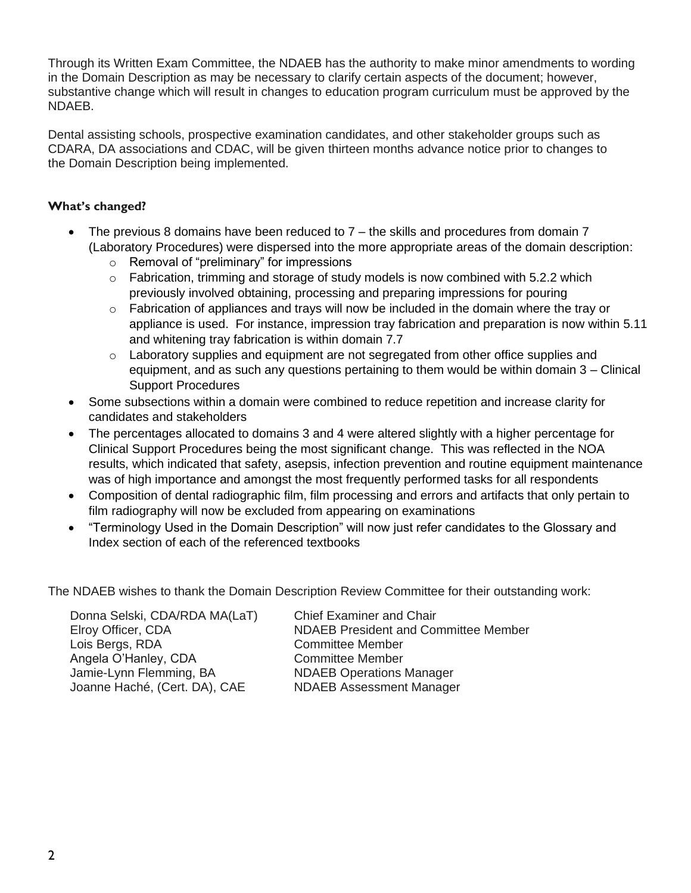Through its Written Exam Committee, the NDAEB has the authority to make minor amendments to wording in the Domain Description as may be necessary to clarify certain aspects of the document; however, substantive change which will result in changes to education program curriculum must be approved by the NDAEB.

Dental assisting schools, prospective examination candidates, and other stakeholder groups such as CDARA, DA associations and CDAC, will be given thirteen months advance notice prior to changes to the Domain Description being implemented.

**What's changed?**

- The previous 8 domains have been reduced to 7 – the skills and procedures from domain 7 (Laboratory Procedures) were dispersed into the more appropriate areas of the domain description:
    - Removal of "preliminary" for impressions
    - Fabrication, trimming and storage of study models is now combined with 5.2.2 which previously involved obtaining, processing and preparing impressions for pouring
    - Fabrication of appliances and trays will now be included in the domain where the tray or appliance is used. For instance, impression tray fabrication and preparation is now within 5.11 and whitening tray fabrication is within domain 7.7
    - Laboratory supplies and equipment are not segregated from other office supplies and equipment, and as such any questions pertaining to them would be within domain 3 – Clinical Support Procedures
- Some subsections within a domain were combined to reduce repetition and increase clarity for candidates and stakeholders
- The percentages allocated to domains 3 and 4 were altered slightly with a higher percentage for Clinical Support Procedures being the most significant change. This was reflected in the NOA results, which indicated that safety, asepsis, infection prevention and routine equipment maintenance was of high importance and amongst the most frequently performed tasks for all respondents
- Composition of dental radiographic film, film processing and errors and artifacts that only pertain to film radiography will now be excluded from appearing on examinations
- "Terminology Used in the Domain Description" will now just refer candidates to the Glossary and Index section of each of the referenced textbooks

The NDAEB wishes to thank the Domain Description Review Committee for their outstanding work:

| | |
|---|---|
| Donna Selski, CDA/RDA MA(LaT) | Chief Examiner and Chair |
| Elroy Officer, CDA | NDAEB President and Committee Member |
| Lois Bergs, RDA | Committee Member |
| Angela O'Hanley, CDA | Committee Member |
| Jamie-Lynn Flemming, BA | NDAEB Operations Manager |
| Joanne Haché, (Cert. DA), CAE | NDAEB Assessment Manager |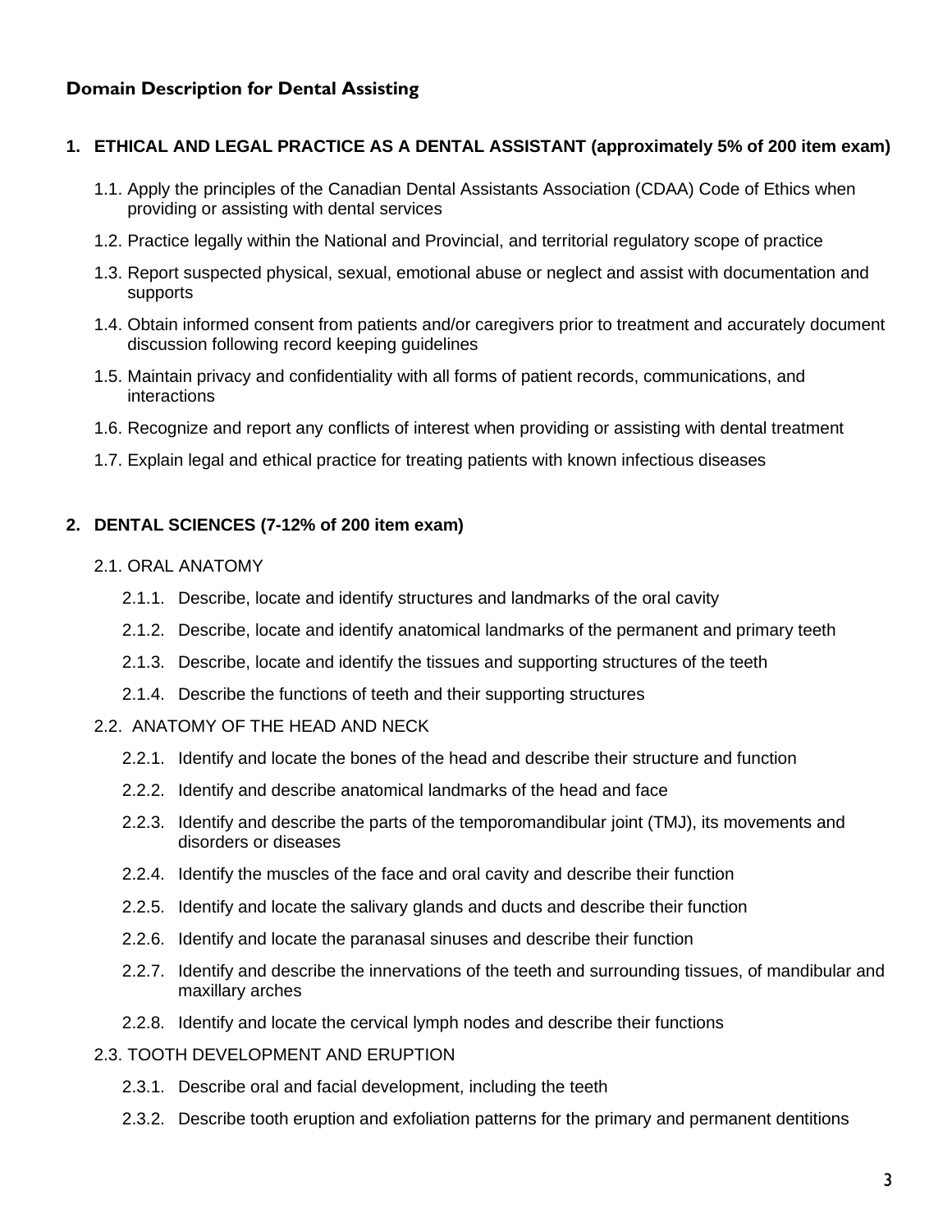## Domain Description for Dental Assisting

### 1. ETHICAL AND LEGAL PRACTICE AS A DENTAL ASSISTANT (approximately 5% of 200 item exam)

- 1.1. Apply the principles of the Canadian Dental Assistants Association (CDAA) Code of Ethics when providing or assisting with dental services
- 1.2. Practice legally within the National and Provincial, and territorial regulatory scope of practice
- 1.3. Report suspected physical, sexual, emotional abuse or neglect and assist with documentation and supports
- 1.4. Obtain informed consent from patients and/or caregivers prior to treatment and accurately document discussion following record keeping guidelines
- 1.5. Maintain privacy and confidentiality with all forms of patient records, communications, and interactions
- 1.6. Recognize and report any conflicts of interest when providing or assisting with dental treatment
- 1.7. Explain legal and ethical practice for treating patients with known infectious diseases

### 2. DENTAL SCIENCES (7-12% of 200 item exam)

2.1. ORAL ANATOMY

- 2.1.1. Describe, locate and identify structures and landmarks of the oral cavity
- 2.1.2. Describe, locate and identify anatomical landmarks of the permanent and primary teeth
- 2.1.3. Describe, locate and identify the tissues and supporting structures of the teeth
- 2.1.4. Describe the functions of teeth and their supporting structures

2.2. ANATOMY OF THE HEAD AND NECK

- 2.2.1. Identify and locate the bones of the head and describe their structure and function
- 2.2.2. Identify and describe anatomical landmarks of the head and face
- 2.2.3. Identify and describe the parts of the temporomandibular joint (TMJ), its movements and disorders or diseases
- 2.2.4. Identify the muscles of the face and oral cavity and describe their function
- 2.2.5. Identify and locate the salivary glands and ducts and describe their function
- 2.2.6. Identify and locate the paranasal sinuses and describe their function
- 2.2.7. Identify and describe the innervations of the teeth and surrounding tissues, of mandibular and maxillary arches
- 2.2.8. Identify and locate the cervical lymph nodes and describe their functions

2.3. TOOTH DEVELOPMENT AND ERUPTION

- 2.3.1. Describe oral and facial development, including the teeth
- 2.3.2. Describe tooth eruption and exfoliation patterns for the primary and permanent dentitions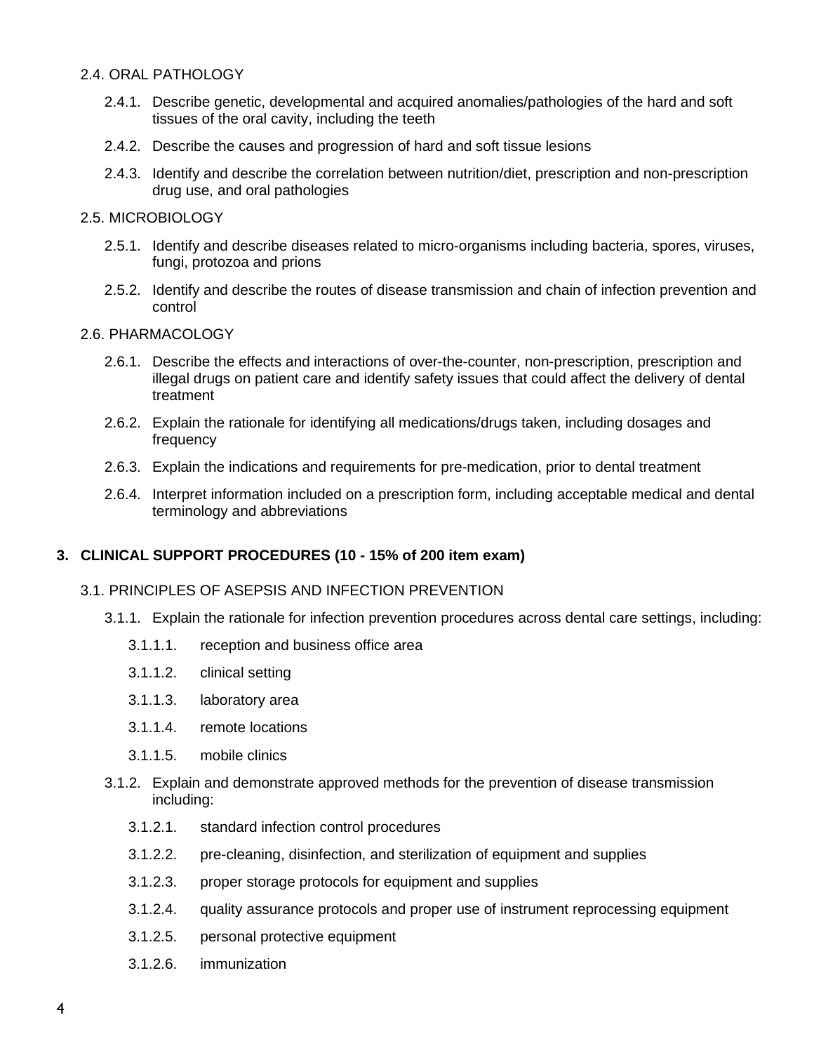2.4. ORAL PATHOLOGY

- 2.4.1. Describe genetic, developmental and acquired anomalies/pathologies of the hard and soft tissues of the oral cavity, including the teeth
- 2.4.2. Describe the causes and progression of hard and soft tissue lesions
- 2.4.3. Identify and describe the correlation between nutrition/diet, prescription and non-prescription drug use, and oral pathologies

2.5. MICROBIOLOGY

- 2.5.1. Identify and describe diseases related to micro-organisms including bacteria, spores, viruses, fungi, protozoa and prions
- 2.5.2. Identify and describe the routes of disease transmission and chain of infection prevention and control

2.6. PHARMACOLOGY

- 2.6.1. Describe the effects and interactions of over-the-counter, non-prescription, prescription and illegal drugs on patient care and identify safety issues that could affect the delivery of dental treatment
- 2.6.2. Explain the rationale for identifying all medications/drugs taken, including dosages and frequency
- 2.6.3. Explain the indications and requirements for pre-medication, prior to dental treatment
- 2.6.4. Interpret information included on a prescription form, including acceptable medical and dental terminology and abbreviations

## 3. CLINICAL SUPPORT PROCEDURES (10 - 15% of 200 item exam)

3.1. PRINCIPLES OF ASEPSIS AND INFECTION PREVENTION

- 3.1.1. Explain the rationale for infection prevention procedures across dental care settings, including:
  - 3.1.1.1. reception and business office area
  - 3.1.1.2. clinical setting
  - 3.1.1.3. laboratory area
  - 3.1.1.4. remote locations
  - 3.1.1.5. mobile clinics
- 3.1.2. Explain and demonstrate approved methods for the prevention of disease transmission including:
  - 3.1.2.1. standard infection control procedures
  - 3.1.2.2. pre-cleaning, disinfection, and sterilization of equipment and supplies
  - 3.1.2.3. proper storage protocols for equipment and supplies
  - 3.1.2.4. quality assurance protocols and proper use of instrument reprocessing equipment
  - 3.1.2.5. personal protective equipment
  - 3.1.2.6. immunization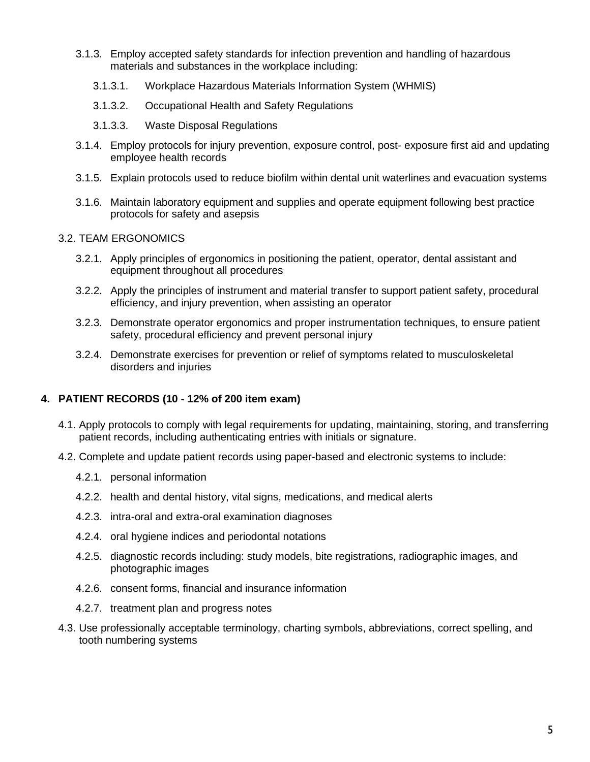- 3.1.3. Employ accepted safety standards for infection prevention and handling of hazardous materials and substances in the workplace including:
  - 3.1.3.1. Workplace Hazardous Materials Information System (WHMIS)
  - 3.1.3.2. Occupational Health and Safety Regulations
  - 3.1.3.3. Waste Disposal Regulations
- 3.1.4. Employ protocols for injury prevention, exposure control, post- exposure first aid and updating employee health records
- 3.1.5. Explain protocols used to reduce biofilm within dental unit waterlines and evacuation systems
- 3.1.6. Maintain laboratory equipment and supplies and operate equipment following best practice protocols for safety and asepsis

3.2. TEAM ERGONOMICS

- 3.2.1. Apply principles of ergonomics in positioning the patient, operator, dental assistant and equipment throughout all procedures
- 3.2.2. Apply the principles of instrument and material transfer to support patient safety, procedural efficiency, and injury prevention, when assisting an operator
- 3.2.3. Demonstrate operator ergonomics and proper instrumentation techniques, to ensure patient safety, procedural efficiency and prevent personal injury
- 3.2.4. Demonstrate exercises for prevention or relief of symptoms related to musculoskeletal disorders and injuries

## 4. PATIENT RECORDS (10 - 12% of 200 item exam)

4.1. Apply protocols to comply with legal requirements for updating, maintaining, storing, and transferring patient records, including authenticating entries with initials or signature.

4.2. Complete and update patient records using paper-based and electronic systems to include:

- 4.2.1. personal information
- 4.2.2. health and dental history, vital signs, medications, and medical alerts
- 4.2.3. intra-oral and extra-oral examination diagnoses
- 4.2.4. oral hygiene indices and periodontal notations
- 4.2.5. diagnostic records including: study models, bite registrations, radiographic images, and photographic images
- 4.2.6. consent forms, financial and insurance information
- 4.2.7. treatment plan and progress notes

4.3. Use professionally acceptable terminology, charting symbols, abbreviations, correct spelling, and tooth numbering systems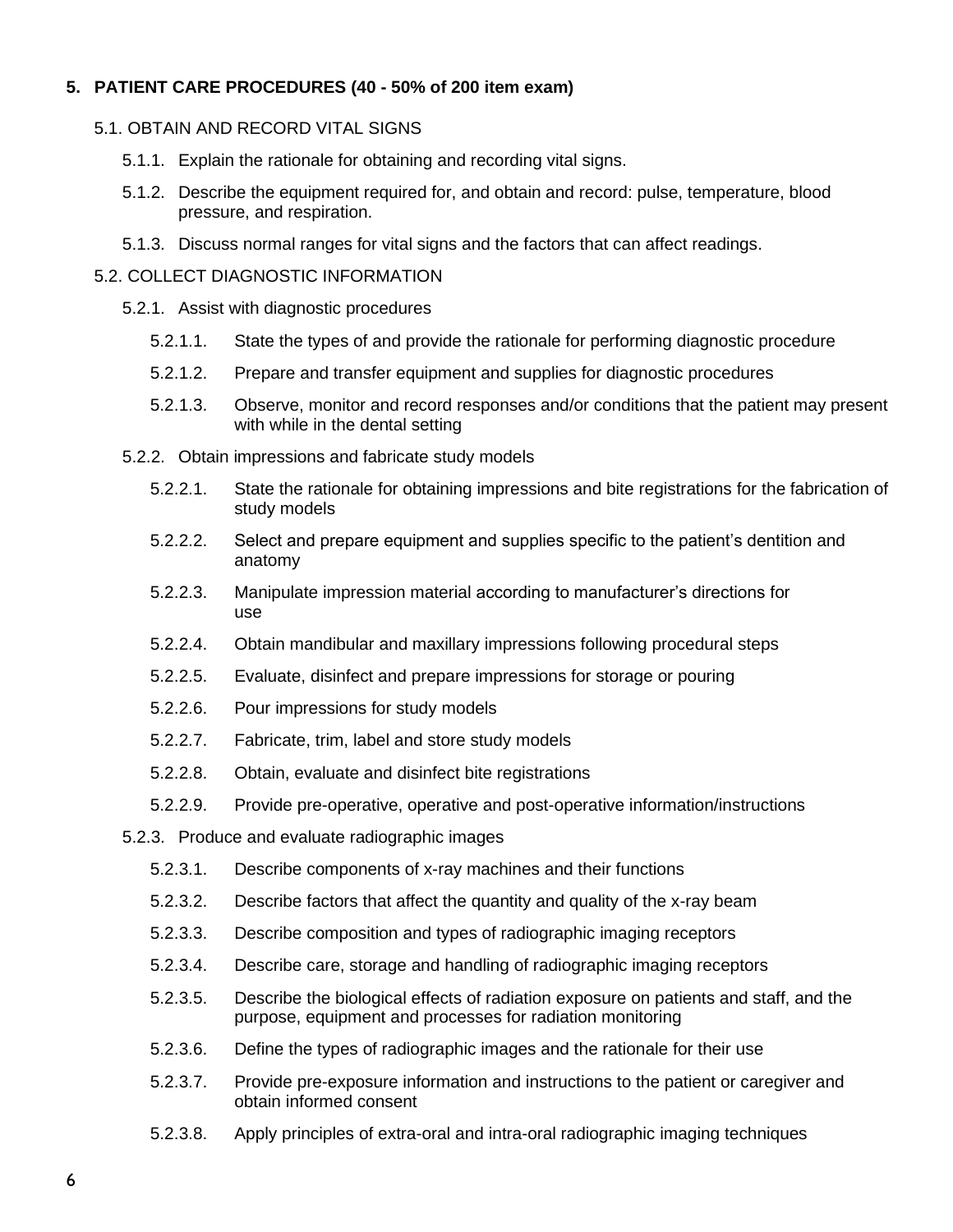## 5. PATIENT CARE PROCEDURES (40 - 50% of 200 item exam)

### 5.1. OBTAIN AND RECORD VITAL SIGNS

- 5.1.1. Explain the rationale for obtaining and recording vital signs.
- 5.1.2. Describe the equipment required for, and obtain and record: pulse, temperature, blood pressure, and respiration.
- 5.1.3. Discuss normal ranges for vital signs and the factors that can affect readings.

### 5.2. COLLECT DIAGNOSTIC INFORMATION

- 5.2.1. Assist with diagnostic procedures
  - 5.2.1.1. State the types of and provide the rationale for performing diagnostic procedure
  - 5.2.1.2. Prepare and transfer equipment and supplies for diagnostic procedures
  - 5.2.1.3. Observe, monitor and record responses and/or conditions that the patient may present with while in the dental setting
- 5.2.2. Obtain impressions and fabricate study models
  - 5.2.2.1. State the rationale for obtaining impressions and bite registrations for the fabrication of study models
  - 5.2.2.2. Select and prepare equipment and supplies specific to the patient's dentition and anatomy
  - 5.2.2.3. Manipulate impression material according to manufacturer's directions for use
  - 5.2.2.4. Obtain mandibular and maxillary impressions following procedural steps
  - 5.2.2.5. Evaluate, disinfect and prepare impressions for storage or pouring
  - 5.2.2.6. Pour impressions for study models
  - 5.2.2.7. Fabricate, trim, label and store study models
  - 5.2.2.8. Obtain, evaluate and disinfect bite registrations
  - 5.2.2.9. Provide pre-operative, operative and post-operative information/instructions
- 5.2.3. Produce and evaluate radiographic images
  - 5.2.3.1. Describe components of x-ray machines and their functions
  - 5.2.3.2. Describe factors that affect the quantity and quality of the x-ray beam
  - 5.2.3.3. Describe composition and types of radiographic imaging receptors
  - 5.2.3.4. Describe care, storage and handling of radiographic imaging receptors
  - 5.2.3.5. Describe the biological effects of radiation exposure on patients and staff, and the purpose, equipment and processes for radiation monitoring
  - 5.2.3.6. Define the types of radiographic images and the rationale for their use
  - 5.2.3.7. Provide pre-exposure information and instructions to the patient or caregiver and obtain informed consent
  - 5.2.3.8. Apply principles of extra-oral and intra-oral radiographic imaging techniques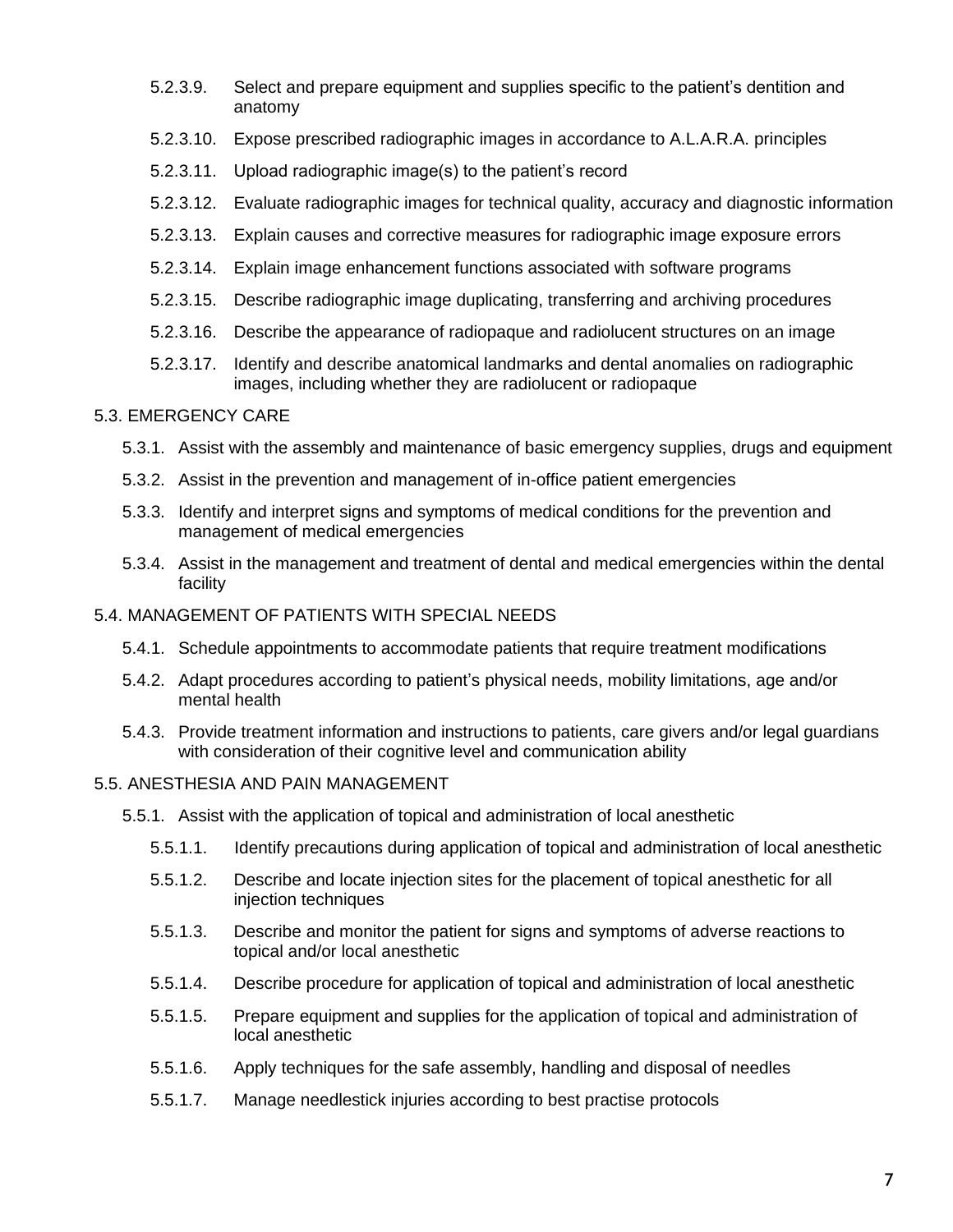- 5.2.3.9. Select and prepare equipment and supplies specific to the patient's dentition and anatomy
- 5.2.3.10. Expose prescribed radiographic images in accordance to A.L.A.R.A. principles
- 5.2.3.11. Upload radiographic image(s) to the patient's record
- 5.2.3.12. Evaluate radiographic images for technical quality, accuracy and diagnostic information
- 5.2.3.13. Explain causes and corrective measures for radiographic image exposure errors
- 5.2.3.14. Explain image enhancement functions associated with software programs
- 5.2.3.15. Describe radiographic image duplicating, transferring and archiving procedures
- 5.2.3.16. Describe the appearance of radiopaque and radiolucent structures on an image
- 5.2.3.17. Identify and describe anatomical landmarks and dental anomalies on radiographic images, including whether they are radiolucent or radiopaque

5.3. EMERGENCY CARE

- 5.3.1. Assist with the assembly and maintenance of basic emergency supplies, drugs and equipment
- 5.3.2. Assist in the prevention and management of in-office patient emergencies
- 5.3.3. Identify and interpret signs and symptoms of medical conditions for the prevention and management of medical emergencies
- 5.3.4. Assist in the management and treatment of dental and medical emergencies within the dental facility

5.4. MANAGEMENT OF PATIENTS WITH SPECIAL NEEDS

- 5.4.1. Schedule appointments to accommodate patients that require treatment modifications
- 5.4.2. Adapt procedures according to patient's physical needs, mobility limitations, age and/or mental health
- 5.4.3. Provide treatment information and instructions to patients, care givers and/or legal guardians with consideration of their cognitive level and communication ability

5.5. ANESTHESIA AND PAIN MANAGEMENT

- 5.5.1. Assist with the application of topical and administration of local anesthetic
  - 5.5.1.1. Identify precautions during application of topical and administration of local anesthetic
  - 5.5.1.2. Describe and locate injection sites for the placement of topical anesthetic for all injection techniques
  - 5.5.1.3. Describe and monitor the patient for signs and symptoms of adverse reactions to topical and/or local anesthetic
  - 5.5.1.4. Describe procedure for application of topical and administration of local anesthetic
  - 5.5.1.5. Prepare equipment and supplies for the application of topical and administration of local anesthetic
  - 5.5.1.6. Apply techniques for the safe assembly, handling and disposal of needles
  - 5.5.1.7. Manage needlestick injuries according to best practise protocols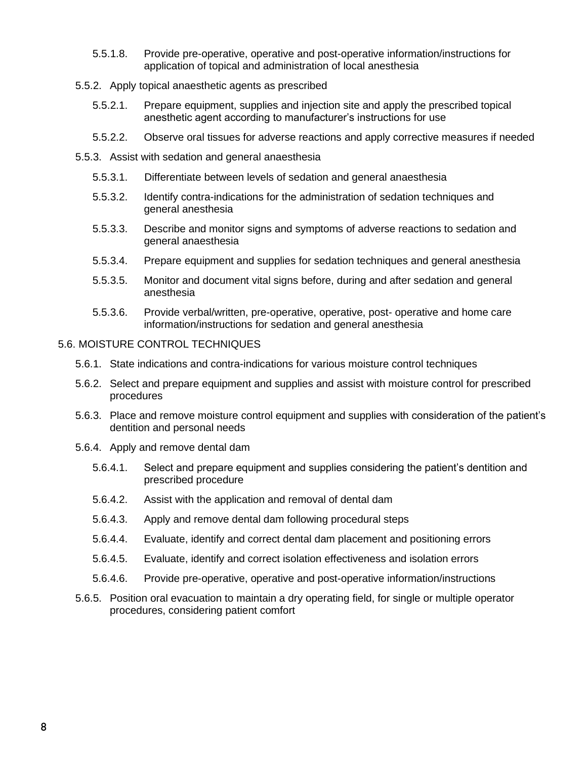- 5.5.1.8. Provide pre-operative, operative and post-operative information/instructions for application of topical and administration of local anesthesia

- 5.5.2. Apply topical anaesthetic agents as prescribed
  - 5.5.2.1. Prepare equipment, supplies and injection site and apply the prescribed topical anesthetic agent according to manufacturer's instructions for use
  - 5.5.2.2. Observe oral tissues for adverse reactions and apply corrective measures if needed

- 5.5.3. Assist with sedation and general anaesthesia
  - 5.5.3.1. Differentiate between levels of sedation and general anaesthesia
  - 5.5.3.2. Identify contra-indications for the administration of sedation techniques and general anesthesia
  - 5.5.3.3. Describe and monitor signs and symptoms of adverse reactions to sedation and general anaesthesia
  - 5.5.3.4. Prepare equipment and supplies for sedation techniques and general anesthesia
  - 5.5.3.5. Monitor and document vital signs before, during and after sedation and general anesthesia
  - 5.5.3.6. Provide verbal/written, pre-operative, operative, post- operative and home care information/instructions for sedation and general anesthesia

5.6. MOISTURE CONTROL TECHNIQUES

- 5.6.1. State indications and contra-indications for various moisture control techniques
- 5.6.2. Select and prepare equipment and supplies and assist with moisture control for prescribed procedures
- 5.6.3. Place and remove moisture control equipment and supplies with consideration of the patient's dentition and personal needs
- 5.6.4. Apply and remove dental dam
  - 5.6.4.1. Select and prepare equipment and supplies considering the patient's dentition and prescribed procedure
  - 5.6.4.2. Assist with the application and removal of dental dam
  - 5.6.4.3. Apply and remove dental dam following procedural steps
  - 5.6.4.4. Evaluate, identify and correct dental dam placement and positioning errors
  - 5.6.4.5. Evaluate, identify and correct isolation effectiveness and isolation errors
  - 5.6.4.6. Provide pre-operative, operative and post-operative information/instructions
- 5.6.5. Position oral evacuation to maintain a dry operating field, for single or multiple operator procedures, considering patient comfort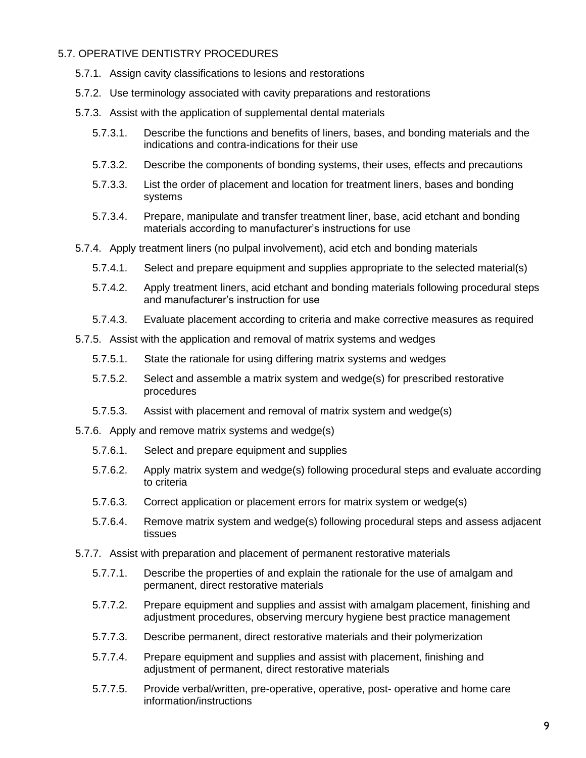5.7. OPERATIVE DENTISTRY PROCEDURES

- 5.7.1. Assign cavity classifications to lesions and restorations
- 5.7.2. Use terminology associated with cavity preparations and restorations
- 5.7.3. Assist with the application of supplemental dental materials
  - 5.7.3.1. Describe the functions and benefits of liners, bases, and bonding materials and the indications and contra-indications for their use
  - 5.7.3.2. Describe the components of bonding systems, their uses, effects and precautions
  - 5.7.3.3. List the order of placement and location for treatment liners, bases and bonding systems
  - 5.7.3.4. Prepare, manipulate and transfer treatment liner, base, acid etchant and bonding materials according to manufacturer's instructions for use
- 5.7.4. Apply treatment liners (no pulpal involvement), acid etch and bonding materials
  - 5.7.4.1. Select and prepare equipment and supplies appropriate to the selected material(s)
  - 5.7.4.2. Apply treatment liners, acid etchant and bonding materials following procedural steps and manufacturer's instruction for use
  - 5.7.4.3. Evaluate placement according to criteria and make corrective measures as required
- 5.7.5. Assist with the application and removal of matrix systems and wedges
  - 5.7.5.1. State the rationale for using differing matrix systems and wedges
  - 5.7.5.2. Select and assemble a matrix system and wedge(s) for prescribed restorative procedures
  - 5.7.5.3. Assist with placement and removal of matrix system and wedge(s)
- 5.7.6. Apply and remove matrix systems and wedge(s)
  - 5.7.6.1. Select and prepare equipment and supplies
  - 5.7.6.2. Apply matrix system and wedge(s) following procedural steps and evaluate according to criteria
  - 5.7.6.3. Correct application or placement errors for matrix system or wedge(s)
  - 5.7.6.4. Remove matrix system and wedge(s) following procedural steps and assess adjacent tissues
- 5.7.7. Assist with preparation and placement of permanent restorative materials
  - 5.7.7.1. Describe the properties of and explain the rationale for the use of amalgam and permanent, direct restorative materials
  - 5.7.7.2. Prepare equipment and supplies and assist with amalgam placement, finishing and adjustment procedures, observing mercury hygiene best practice management
  - 5.7.7.3. Describe permanent, direct restorative materials and their polymerization
  - 5.7.7.4. Prepare equipment and supplies and assist with placement, finishing and adjustment of permanent, direct restorative materials
  - 5.7.7.5. Provide verbal/written, pre-operative, operative, post- operative and home care information/instructions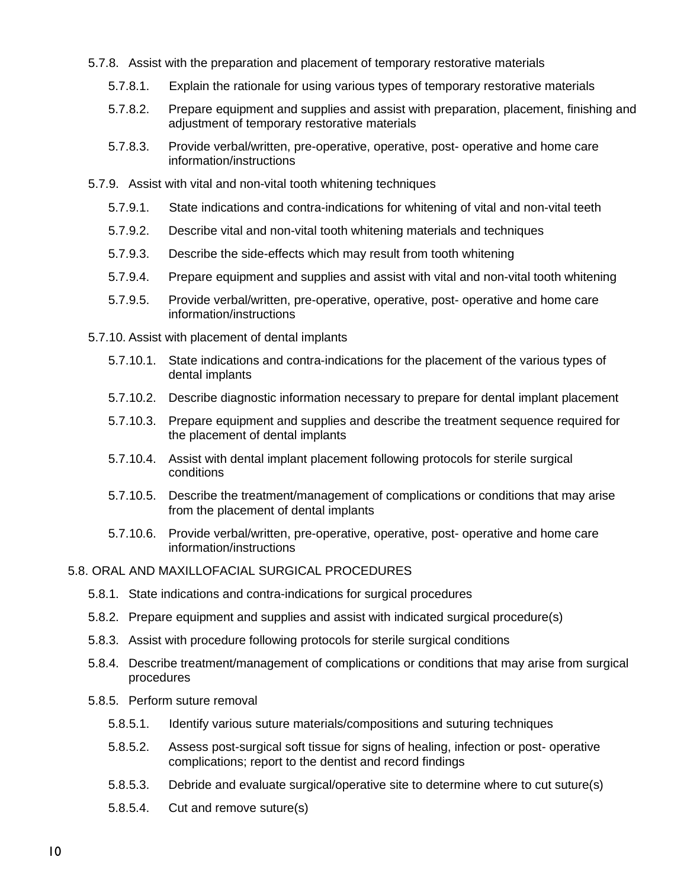- 5.7.8. Assist with the preparation and placement of temporary restorative materials
  - 5.7.8.1. Explain the rationale for using various types of temporary restorative materials
  - 5.7.8.2. Prepare equipment and supplies and assist with preparation, placement, finishing and adjustment of temporary restorative materials
  - 5.7.8.3. Provide verbal/written, pre-operative, operative, post- operative and home care information/instructions
- 5.7.9. Assist with vital and non-vital tooth whitening techniques
  - 5.7.9.1. State indications and contra-indications for whitening of vital and non-vital teeth
  - 5.7.9.2. Describe vital and non-vital tooth whitening materials and techniques
  - 5.7.9.3. Describe the side-effects which may result from tooth whitening
  - 5.7.9.4. Prepare equipment and supplies and assist with vital and non-vital tooth whitening
  - 5.7.9.5. Provide verbal/written, pre-operative, operative, post- operative and home care information/instructions
- 5.7.10. Assist with placement of dental implants
  - 5.7.10.1. State indications and contra-indications for the placement of the various types of dental implants
  - 5.7.10.2. Describe diagnostic information necessary to prepare for dental implant placement
  - 5.7.10.3. Prepare equipment and supplies and describe the treatment sequence required for the placement of dental implants
  - 5.7.10.4. Assist with dental implant placement following protocols for sterile surgical conditions
  - 5.7.10.5. Describe the treatment/management of complications or conditions that may arise from the placement of dental implants
  - 5.7.10.6. Provide verbal/written, pre-operative, operative, post- operative and home care information/instructions

5.8. ORAL AND MAXILLOFACIAL SURGICAL PROCEDURES

- 5.8.1. State indications and contra-indications for surgical procedures
- 5.8.2. Prepare equipment and supplies and assist with indicated surgical procedure(s)
- 5.8.3. Assist with procedure following protocols for sterile surgical conditions
- 5.8.4. Describe treatment/management of complications or conditions that may arise from surgical procedures
- 5.8.5. Perform suture removal
  - 5.8.5.1. Identify various suture materials/compositions and suturing techniques
  - 5.8.5.2. Assess post-surgical soft tissue for signs of healing, infection or post- operative complications; report to the dentist and record findings
  - 5.8.5.3. Debride and evaluate surgical/operative site to determine where to cut suture(s)
  - 5.8.5.4. Cut and remove suture(s)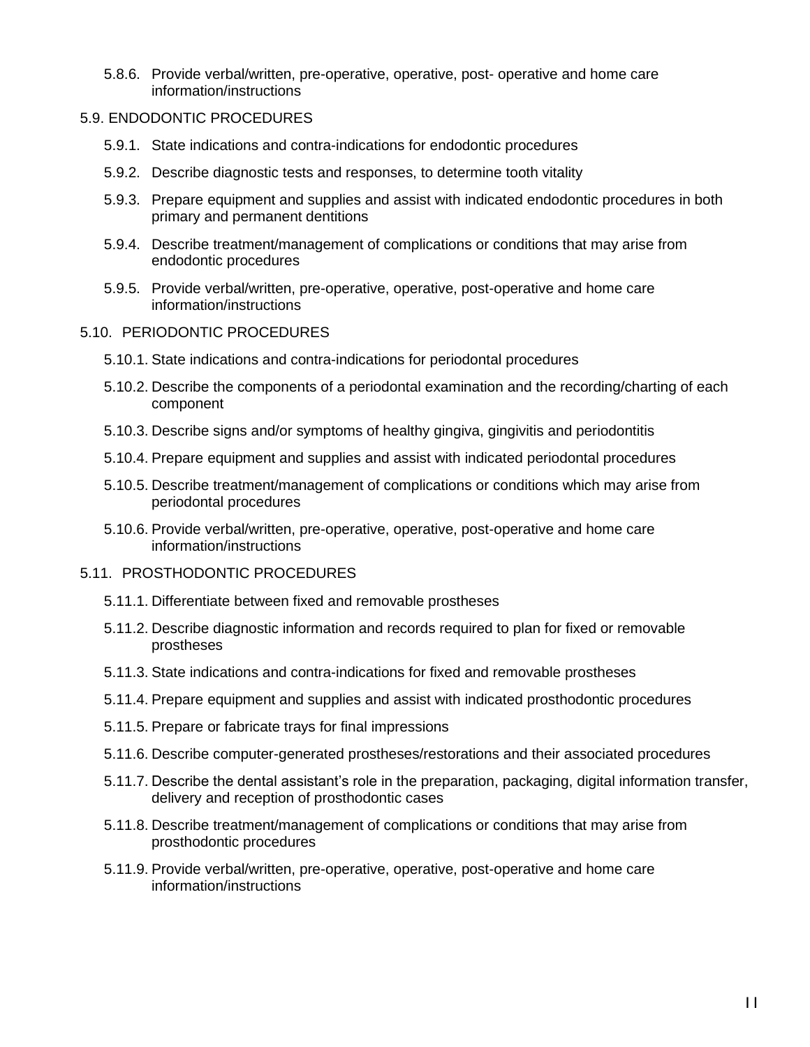5.8.6. Provide verbal/written, pre-operative, operative, post- operative and home care information/instructions

5.9. ENDODONTIC PROCEDURES

5.9.1. State indications and contra-indications for endodontic procedures

5.9.2. Describe diagnostic tests and responses, to determine tooth vitality

5.9.3. Prepare equipment and supplies and assist with indicated endodontic procedures in both primary and permanent dentitions

5.9.4. Describe treatment/management of complications or conditions that may arise from endodontic procedures

5.9.5. Provide verbal/written, pre-operative, operative, post-operative and home care information/instructions

5.10. PERIODONTIC PROCEDURES

5.10.1. State indications and contra-indications for periodontal procedures

5.10.2. Describe the components of a periodontal examination and the recording/charting of each component

5.10.3. Describe signs and/or symptoms of healthy gingiva, gingivitis and periodontitis

5.10.4. Prepare equipment and supplies and assist with indicated periodontal procedures

5.10.5. Describe treatment/management of complications or conditions which may arise from periodontal procedures

5.10.6. Provide verbal/written, pre-operative, operative, post-operative and home care information/instructions

5.11. PROSTHODONTIC PROCEDURES

5.11.1. Differentiate between fixed and removable prostheses

5.11.2. Describe diagnostic information and records required to plan for fixed or removable prostheses

5.11.3. State indications and contra-indications for fixed and removable prostheses

5.11.4. Prepare equipment and supplies and assist with indicated prosthodontic procedures

5.11.5. Prepare or fabricate trays for final impressions

5.11.6. Describe computer-generated prostheses/restorations and their associated procedures

5.11.7. Describe the dental assistant's role in the preparation, packaging, digital information transfer, delivery and reception of prosthodontic cases

5.11.8. Describe treatment/management of complications or conditions that may arise from prosthodontic procedures

5.11.9. Provide verbal/written, pre-operative, operative, post-operative and home care information/instructions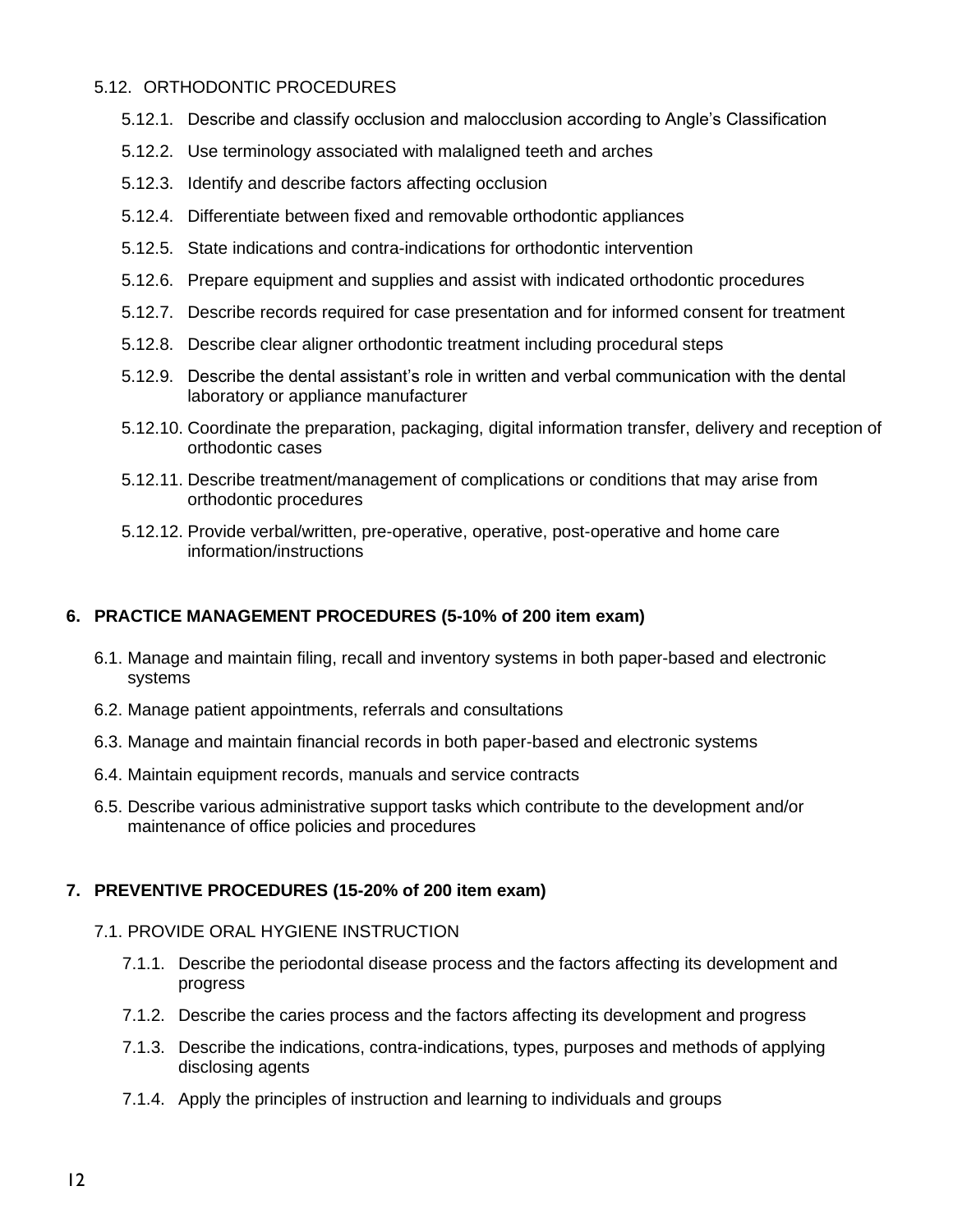5.12. ORTHODONTIC PROCEDURES

- 5.12.1. Describe and classify occlusion and malocclusion according to Angle's Classification
- 5.12.2. Use terminology associated with malaligned teeth and arches
- 5.12.3. Identify and describe factors affecting occlusion
- 5.12.4. Differentiate between fixed and removable orthodontic appliances
- 5.12.5. State indications and contra-indications for orthodontic intervention
- 5.12.6. Prepare equipment and supplies and assist with indicated orthodontic procedures
- 5.12.7. Describe records required for case presentation and for informed consent for treatment
- 5.12.8. Describe clear aligner orthodontic treatment including procedural steps
- 5.12.9. Describe the dental assistant's role in written and verbal communication with the dental laboratory or appliance manufacturer
- 5.12.10. Coordinate the preparation, packaging, digital information transfer, delivery and reception of orthodontic cases
- 5.12.11. Describe treatment/management of complications or conditions that may arise from orthodontic procedures
- 5.12.12. Provide verbal/written, pre-operative, operative, post-operative and home care information/instructions

## 6. PRACTICE MANAGEMENT PROCEDURES (5-10% of 200 item exam)

- 6.1. Manage and maintain filing, recall and inventory systems in both paper-based and electronic systems
- 6.2. Manage patient appointments, referrals and consultations
- 6.3. Manage and maintain financial records in both paper-based and electronic systems
- 6.4. Maintain equipment records, manuals and service contracts
- 6.5. Describe various administrative support tasks which contribute to the development and/or maintenance of office policies and procedures

## 7. PREVENTIVE PROCEDURES (15-20% of 200 item exam)

7.1. PROVIDE ORAL HYGIENE INSTRUCTION

- 7.1.1. Describe the periodontal disease process and the factors affecting its development and progress
- 7.1.2. Describe the caries process and the factors affecting its development and progress
- 7.1.3. Describe the indications, contra-indications, types, purposes and methods of applying disclosing agents
- 7.1.4. Apply the principles of instruction and learning to individuals and groups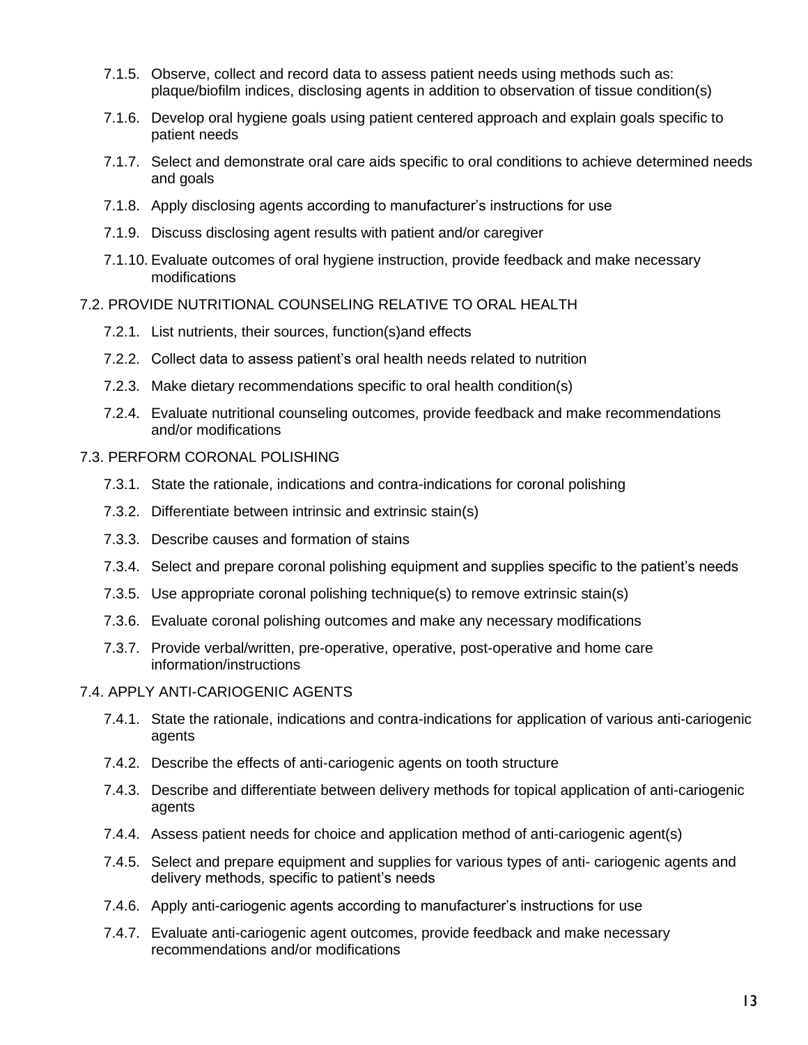7.1.5. Observe, collect and record data to assess patient needs using methods such as: plaque/biofilm indices, disclosing agents in addition to observation of tissue condition(s)

7.1.6. Develop oral hygiene goals using patient centered approach and explain goals specific to patient needs

7.1.7. Select and demonstrate oral care aids specific to oral conditions to achieve determined needs and goals

7.1.8. Apply disclosing agents according to manufacturer's instructions for use

7.1.9. Discuss disclosing agent results with patient and/or caregiver

7.1.10. Evaluate outcomes of oral hygiene instruction, provide feedback and make necessary modifications

7.2. PROVIDE NUTRITIONAL COUNSELING RELATIVE TO ORAL HEALTH

7.2.1. List nutrients, their sources, function(s)and effects

7.2.2. Collect data to assess patient's oral health needs related to nutrition

7.2.3. Make dietary recommendations specific to oral health condition(s)

7.2.4. Evaluate nutritional counseling outcomes, provide feedback and make recommendations and/or modifications

7.3. PERFORM CORONAL POLISHING

7.3.1. State the rationale, indications and contra-indications for coronal polishing

7.3.2. Differentiate between intrinsic and extrinsic stain(s)

7.3.3. Describe causes and formation of stains

7.3.4. Select and prepare coronal polishing equipment and supplies specific to the patient's needs

7.3.5. Use appropriate coronal polishing technique(s) to remove extrinsic stain(s)

7.3.6. Evaluate coronal polishing outcomes and make any necessary modifications

7.3.7. Provide verbal/written, pre-operative, operative, post-operative and home care information/instructions

7.4. APPLY ANTI-CARIOGENIC AGENTS

7.4.1. State the rationale, indications and contra-indications for application of various anti-cariogenic agents

7.4.2. Describe the effects of anti-cariogenic agents on tooth structure

7.4.3. Describe and differentiate between delivery methods for topical application of anti-cariogenic agents

7.4.4. Assess patient needs for choice and application method of anti-cariogenic agent(s)

7.4.5. Select and prepare equipment and supplies for various types of anti- cariogenic agents and delivery methods, specific to patient's needs

7.4.6. Apply anti-cariogenic agents according to manufacturer's instructions for use

7.4.7. Evaluate anti-cariogenic agent outcomes, provide feedback and make necessary recommendations and/or modifications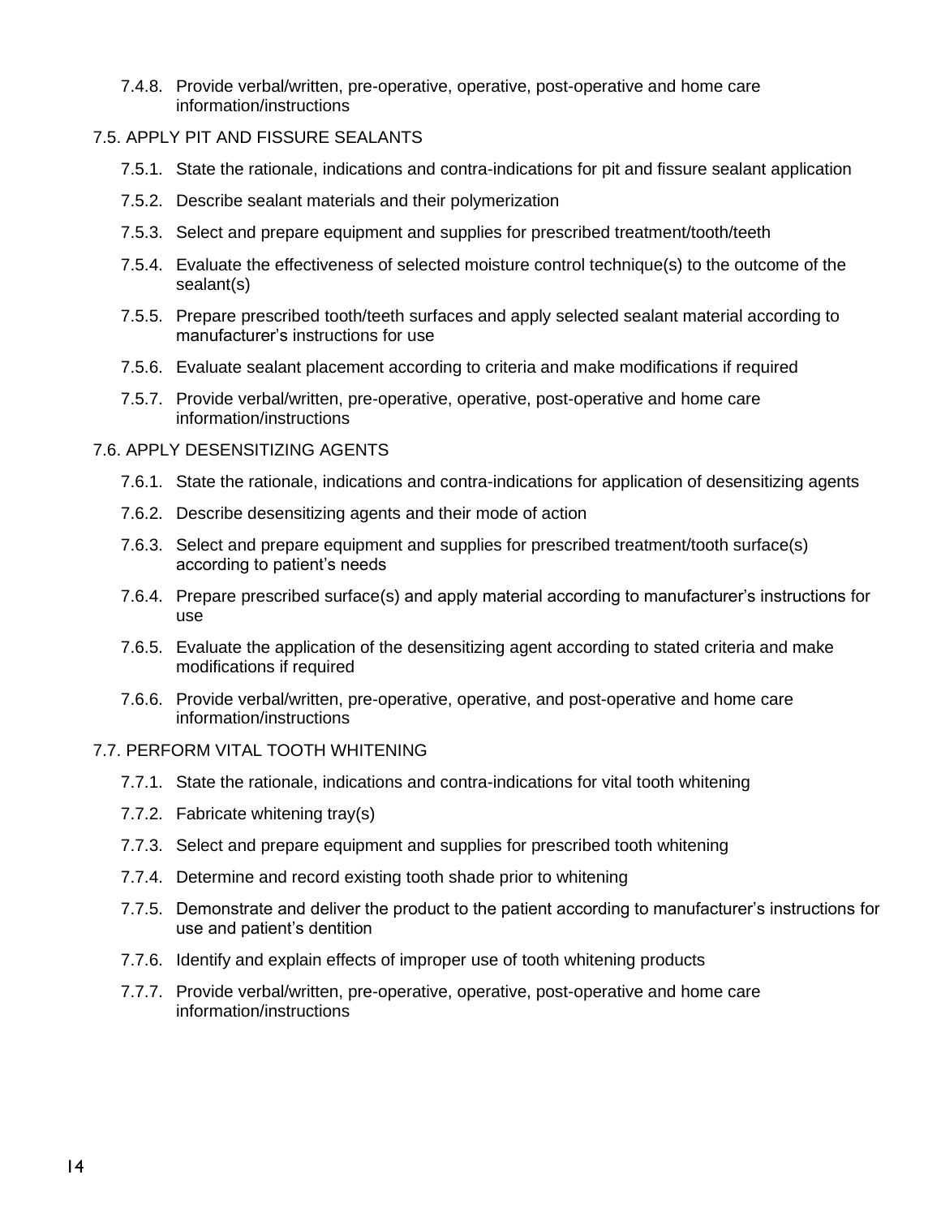7.4.8. Provide verbal/written, pre-operative, operative, post-operative and home care information/instructions

### 7.5. APPLY PIT AND FISSURE SEALANTS

7.5.1. State the rationale, indications and contra-indications for pit and fissure sealant application

7.5.2. Describe sealant materials and their polymerization

7.5.3. Select and prepare equipment and supplies for prescribed treatment/tooth/teeth

7.5.4. Evaluate the effectiveness of selected moisture control technique(s) to the outcome of the sealant(s)

7.5.5. Prepare prescribed tooth/teeth surfaces and apply selected sealant material according to manufacturer's instructions for use

7.5.6. Evaluate sealant placement according to criteria and make modifications if required

7.5.7. Provide verbal/written, pre-operative, operative, post-operative and home care information/instructions

### 7.6. APPLY DESENSITIZING AGENTS

7.6.1. State the rationale, indications and contra-indications for application of desensitizing agents

7.6.2. Describe desensitizing agents and their mode of action

7.6.3. Select and prepare equipment and supplies for prescribed treatment/tooth surface(s) according to patient's needs

7.6.4. Prepare prescribed surface(s) and apply material according to manufacturer's instructions for use

7.6.5. Evaluate the application of the desensitizing agent according to stated criteria and make modifications if required

7.6.6. Provide verbal/written, pre-operative, operative, and post-operative and home care information/instructions

### 7.7. PERFORM VITAL TOOTH WHITENING

7.7.1. State the rationale, indications and contra-indications for vital tooth whitening

7.7.2. Fabricate whitening tray(s)

7.7.3. Select and prepare equipment and supplies for prescribed tooth whitening

7.7.4. Determine and record existing tooth shade prior to whitening

7.7.5. Demonstrate and deliver the product to the patient according to manufacturer's instructions for use and patient's dentition

7.7.6. Identify and explain effects of improper use of tooth whitening products

7.7.7. Provide verbal/written, pre-operative, operative, post-operative and home care information/instructions